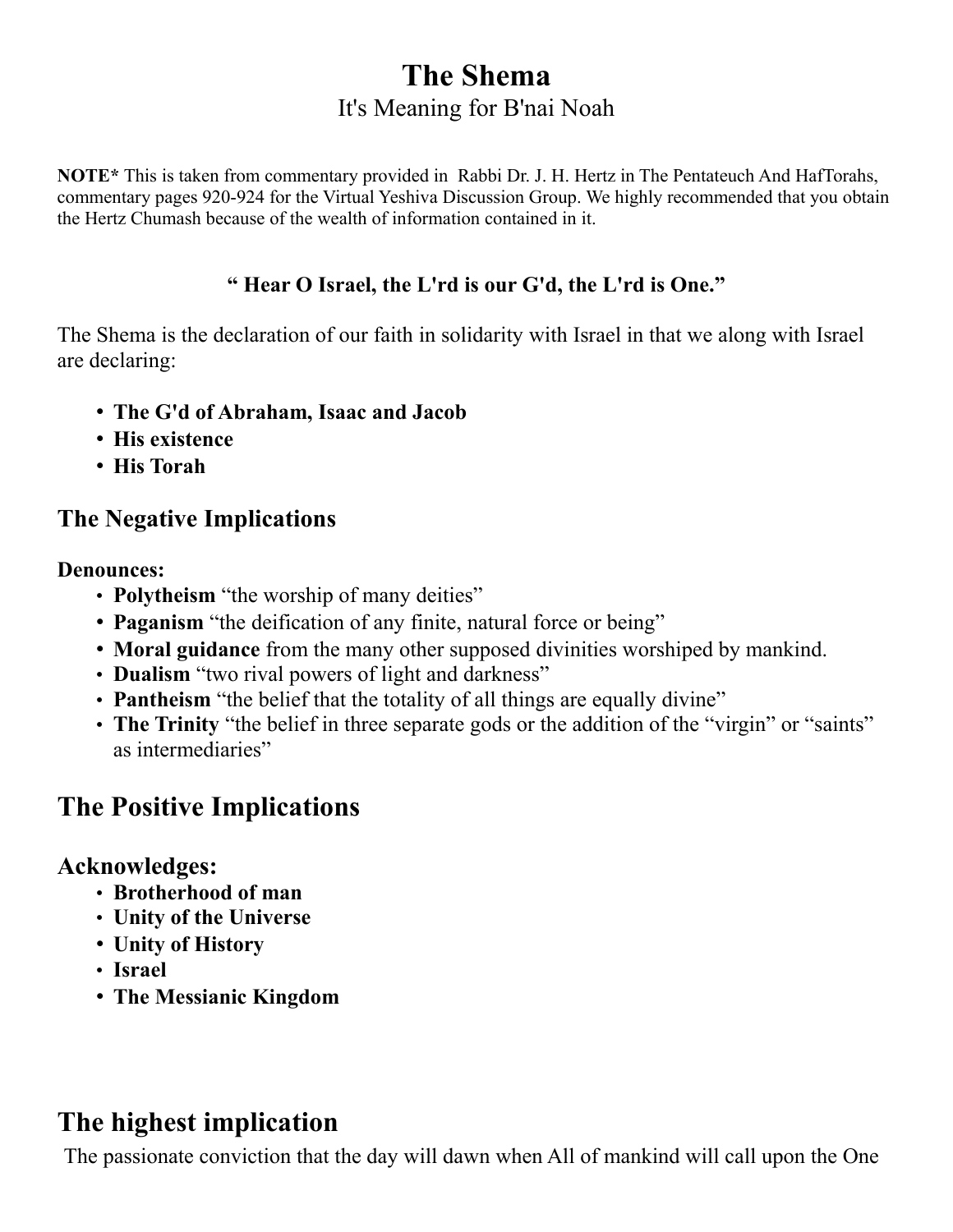// The Shema

# The Shema

It's Meaning for B'nai Noah

**NOTE*** This is taken from commentary provided in Rabbi Dr. J. H. Hertz in The Pentateuch And HafTorahs, commentary pages 920-924 for the Virtual Yeshiva Discussion Group. We highly recommended that you obtain the Hertz Chumash because of the wealth of information contained in it.

**" Hear O Israel, the L'rd is our G'd, the L'rd is One."**

The Shema is the declaration of our faith in solidarity with Israel in that we along with Israel are declaring:

- **The G'd of Abraham, Isaac and Jacob**
- **His existence**
- **His Torah**

## The Negative Implications

**Denounces:**

- **Polytheism** "the worship of many deities"
- **Paganism** "the deification of any finite, natural force or being"
- **Moral guidance** from the many other supposed divinities worshiped by mankind.
- **Dualism** "two rival powers of light and darkness"
- **Pantheism** "the belief that the totality of all things are equally divine"
- **The Trinity** "the belief in three separate gods or the addition of the "virgin" or "saints" as intermediaries"

## The Positive Implications

### Acknowledges:

- **Brotherhood of man**
- **Unity of the Universe**
- **Unity of History**
- **Israel**
- **The Messianic Kingdom**

## The highest implication

The passionate conviction that the day will dawn when All of mankind will call upon the One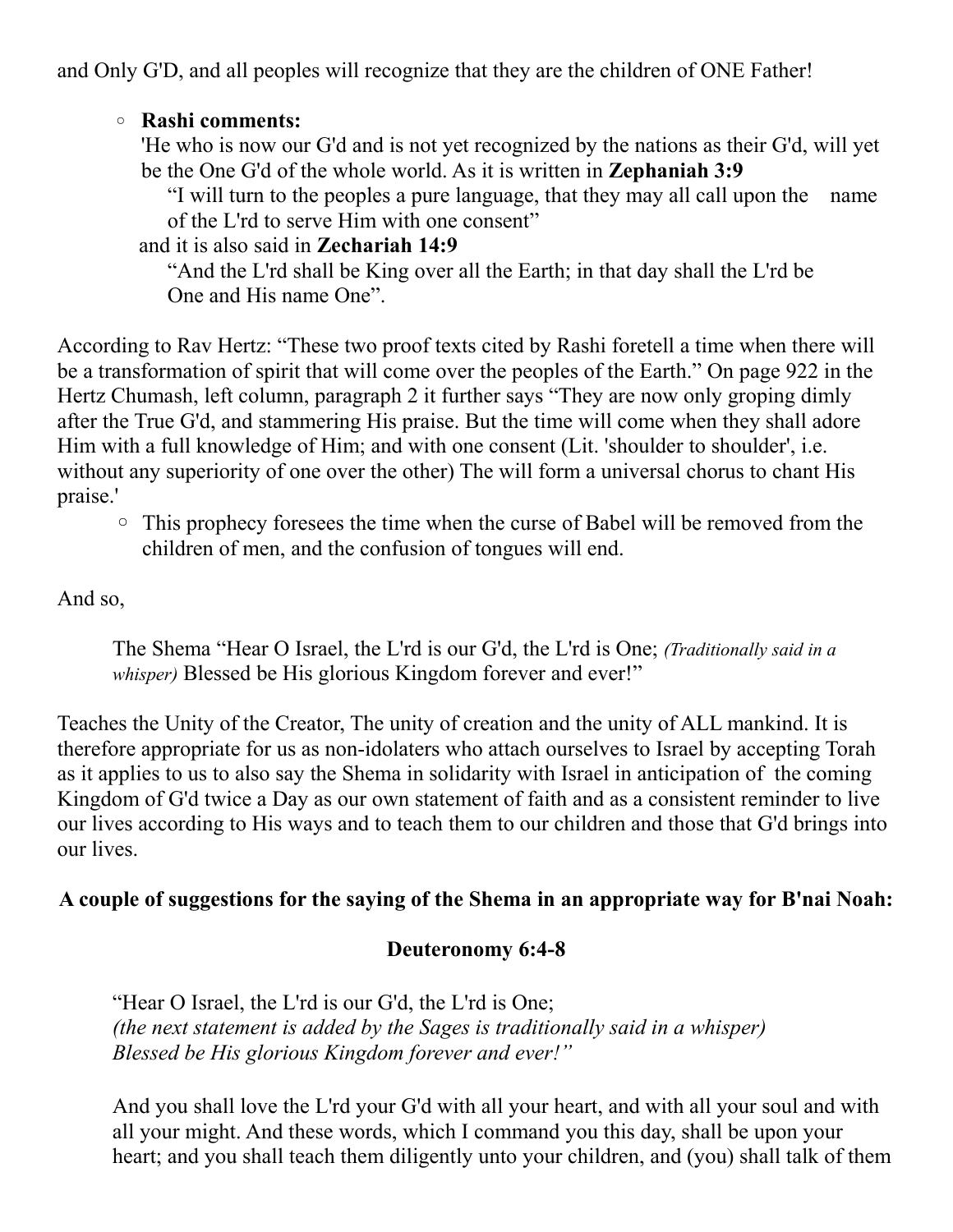and Only G'D, and all peoples will recognize that they are the children of ONE Father!

- **Rashi comments:**
  'He who is now our G'd and is not yet recognized by the nations as their G'd, will yet be the One G'd of the whole world. As it is written in **Zephaniah 3:9**

  > "I will turn to the peoples a pure language, that they may all call upon the name of the L'rd to serve Him with one consent"

  and it is also said in **Zechariah 14:9**

  > "And the L'rd shall be King over all the Earth; in that day shall the L'rd be One and His name One".

According to Rav Hertz: "These two proof texts cited by Rashi foretell a time when there will be a transformation of spirit that will come over the peoples of the Earth." On page 922 in the Hertz Chumash, left column, paragraph 2 it further says "They are now only groping dimly after the True G'd, and stammering His praise. But the time will come when they shall adore Him with a full knowledge of Him; and with one consent (Lit. 'shoulder to shoulder', i.e. without any superiority of one over the other) The will form a universal chorus to chant His praise.'

- This prophecy foresees the time when the curse of Babel will be removed from the children of men, and the confusion of tongues will end.

And so,

> The Shema "Hear O Israel, the L'rd is our G'd, the L'rd is One; *(Traditionally said in a whisper)* Blessed be His glorious Kingdom forever and ever!"

Teaches the Unity of the Creator, The unity of creation and the unity of ALL mankind. It is therefore appropriate for us as non-idolaters who attach ourselves to Israel by accepting Torah as it applies to us to also say the Shema in solidarity with Israel in anticipation of the coming Kingdom of G'd twice a Day as our own statement of faith and as a consistent reminder to live our lives according to His ways and to teach them to our children and those that G'd brings into our lives.

**A couple of suggestions for the saying of the Shema in an appropriate way for B'nai Noah:**

**Deuteronomy 6:4-8**

> "Hear O Israel, the L'rd is our G'd, the L'rd is One;
> *(the next statement is added by the Sages is traditionally said in a whisper)*
> *Blessed be His glorious Kingdom forever and ever!"*
>
> And you shall love the L'rd your G'd with all your heart, and with all your soul and with all your might. And these words, which I command you this day, shall be upon your heart; and you shall teach them diligently unto your children, and (you) shall talk of them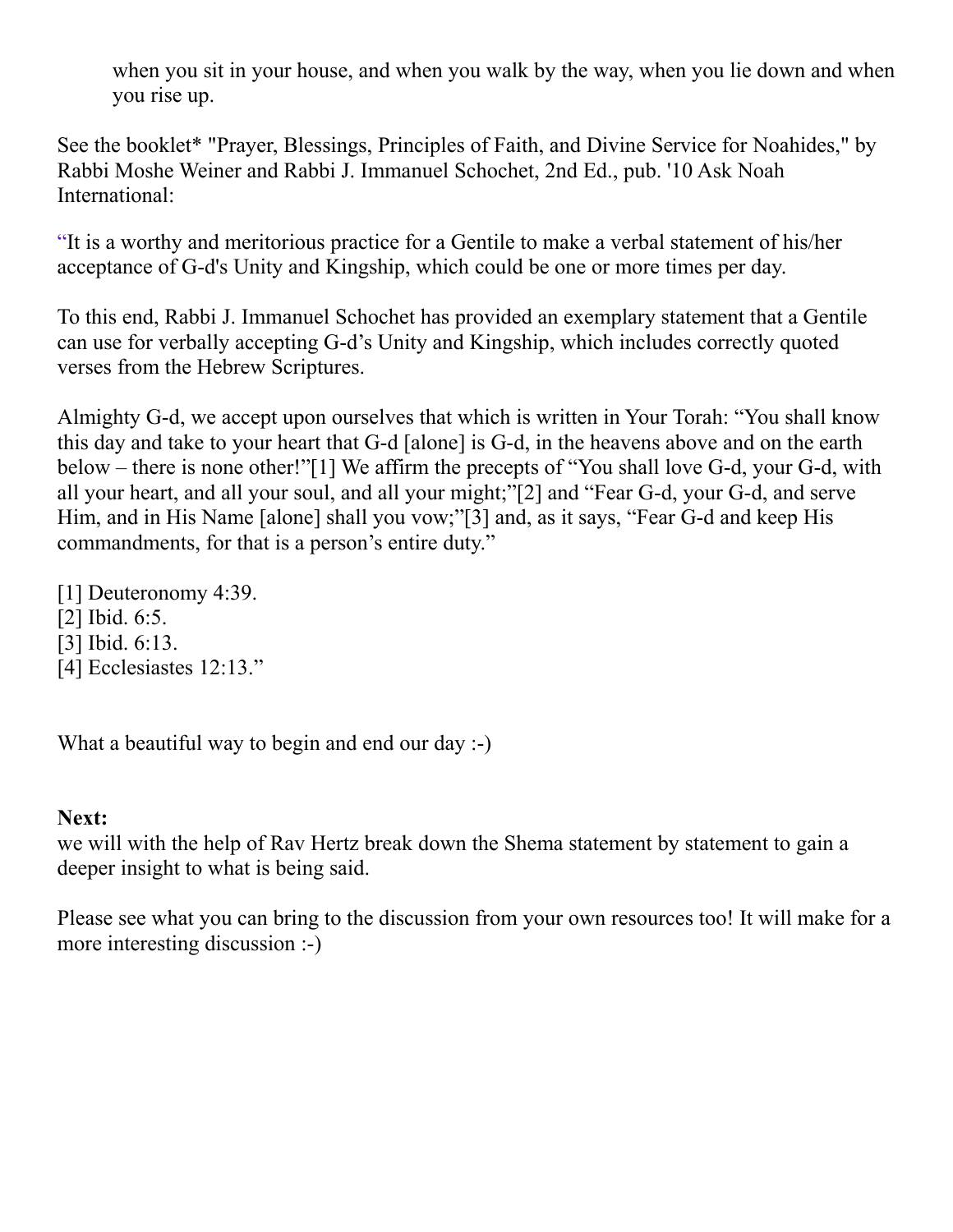when you sit in your house, and when you walk by the way, when you lie down and when you rise up.

See the booklet* "Prayer, Blessings, Principles of Faith, and Divine Service for Noahides," by Rabbi Moshe Weiner and Rabbi J. Immanuel Schochet, 2nd Ed., pub. '10 Ask Noah International:

"It is a worthy and meritorious practice for a Gentile to make a verbal statement of his/her acceptance of G-d's Unity and Kingship, which could be one or more times per day.

To this end, Rabbi J. Immanuel Schochet has provided an exemplary statement that a Gentile can use for verbally accepting G-d's Unity and Kingship, which includes correctly quoted verses from the Hebrew Scriptures.

Almighty G-d, we accept upon ourselves that which is written in Your Torah: "You shall know this day and take to your heart that G-d [alone] is G-d, in the heavens above and on the earth below – there is none other!"[1] We affirm the precepts of "You shall love G-d, your G-d, with all your heart, and all your soul, and all your might;"[2] and "Fear G-d, your G-d, and serve Him, and in His Name [alone] shall you vow;"[3] and, as it says, "Fear G-d and keep His commandments, for that is a person's entire duty."

[1] Deuteronomy 4:39.
[2] Ibid. 6:5.
[3] Ibid. 6:13.
[4] Ecclesiastes 12:13."

What a beautiful way to begin and end our day :-)

**Next:**
we will with the help of Rav Hertz break down the Shema statement by statement to gain a deeper insight to what is being said.

Please see what you can bring to the discussion from your own resources too! It will make for a more interesting discussion :-)